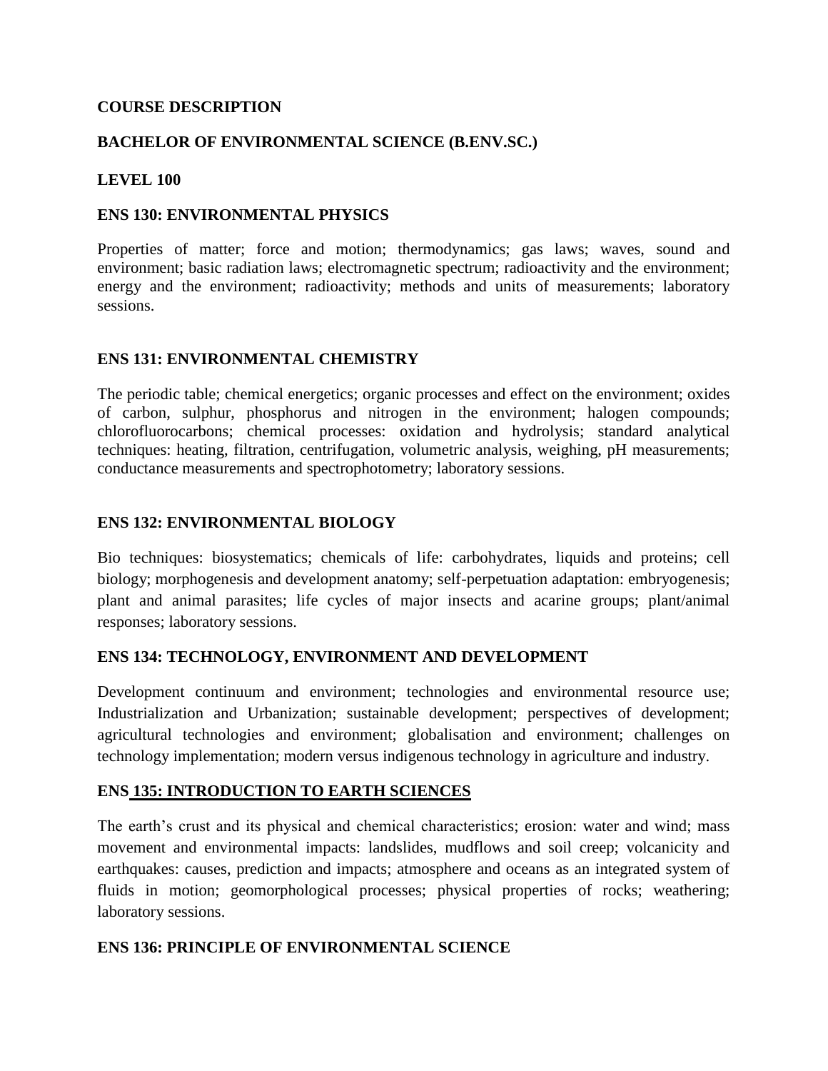**COURSE DESCRIPTION**

**BACHELOR OF ENVIRONMENTAL SCIENCE (B.ENV.SC.)**

**LEVEL 100**

**ENS 130: ENVIRONMENTAL PHYSICS**

Properties of matter; force and motion; thermodynamics; gas laws; waves, sound and environment; basic radiation laws; electromagnetic spectrum; radioactivity and the environment; energy and the environment; radioactivity; methods and units of measurements; laboratory sessions.

**ENS 131: ENVIRONMENTAL CHEMISTRY**

The periodic table; chemical energetics; organic processes and effect on the environment; oxides of carbon, sulphur, phosphorus and nitrogen in the environment; halogen compounds; chlorofluorocarbons; chemical processes: oxidation and hydrolysis; standard analytical techniques: heating, filtration, centrifugation, volumetric analysis, weighing, pH measurements; conductance measurements and spectrophotometry; laboratory sessions.

**ENS 132: ENVIRONMENTAL BIOLOGY**

Bio techniques: biosystematics; chemicals of life: carbohydrates, liquids and proteins; cell biology; morphogenesis and development anatomy; self-perpetuation adaptation: embryogenesis; plant and animal parasites; life cycles of major insects and acarine groups; plant/animal responses; laboratory sessions.

**ENS 134: TECHNOLOGY, ENVIRONMENT AND DEVELOPMENT**

Development continuum and environment; technologies and environmental resource use; Industrialization and Urbanization; sustainable development; perspectives of development; agricultural technologies and environment; globalisation and environment; challenges on technology implementation; modern versus indigenous technology in agriculture and industry.

**ENS 135: INTRODUCTION TO EARTH SCIENCES**

The earth's crust and its physical and chemical characteristics; erosion: water and wind; mass movement and environmental impacts: landslides, mudflows and soil creep; volcanicity and earthquakes: causes, prediction and impacts; atmosphere and oceans as an integrated system of fluids in motion; geomorphological processes; physical properties of rocks; weathering; laboratory sessions.

**ENS 136: PRINCIPLE OF ENVIRONMENTAL SCIENCE**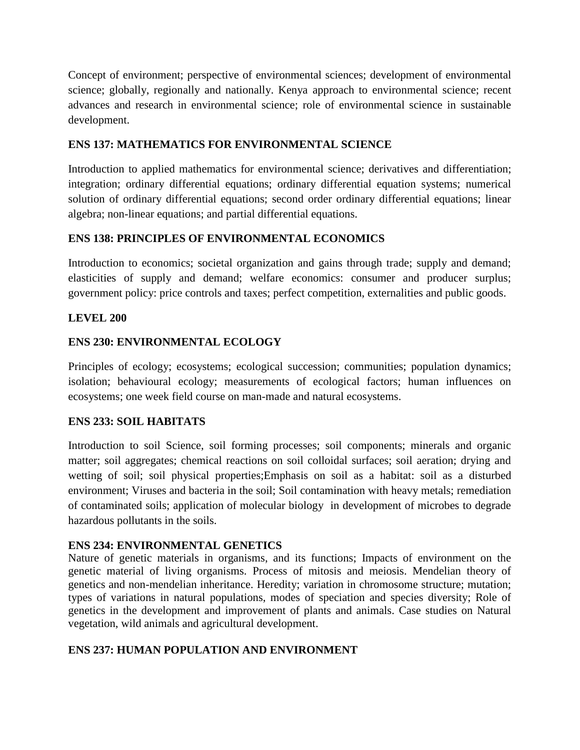Concept of environment; perspective of environmental sciences; development of environmental science; globally, regionally and nationally. Kenya approach to environmental science; recent advances and research in environmental science; role of environmental science in sustainable development.

### ENS 137: MATHEMATICS FOR ENVIRONMENTAL SCIENCE

Introduction to applied mathematics for environmental science; derivatives and differentiation; integration; ordinary differential equations; ordinary differential equation systems; numerical solution of ordinary differential equations; second order ordinary differential equations; linear algebra; non-linear equations; and partial differential equations.

### ENS 138: PRINCIPLES OF ENVIRONMENTAL ECONOMICS

Introduction to economics; societal organization and gains through trade; supply and demand; elasticities of supply and demand; welfare economics: consumer and producer surplus; government policy: price controls and taxes; perfect competition, externalities and public goods.

## LEVEL 200

### ENS 230: ENVIRONMENTAL ECOLOGY

Principles of ecology; ecosystems; ecological succession; communities; population dynamics; isolation; behavioural ecology; measurements of ecological factors; human influences on ecosystems; one week field course on man-made and natural ecosystems.

### ENS 233: SOIL HABITATS

Introduction to soil Science, soil forming processes; soil components; minerals and organic matter; soil aggregates; chemical reactions on soil colloidal surfaces; soil aeration; drying and wetting of soil; soil physical properties;Emphasis on soil as a habitat: soil as a disturbed environment; Viruses and bacteria in the soil; Soil contamination with heavy metals; remediation of contaminated soils; application of molecular biology in development of microbes to degrade hazardous pollutants in the soils.

### ENS 234: ENVIRONMENTAL GENETICS

Nature of genetic materials in organisms, and its functions; Impacts of environment on the genetic material of living organisms. Process of mitosis and meiosis. Mendelian theory of genetics and non-mendelian inheritance. Heredity; variation in chromosome structure; mutation; types of variations in natural populations, modes of speciation and species diversity; Role of genetics in the development and improvement of plants and animals. Case studies on Natural vegetation, wild animals and agricultural development.

### ENS 237: HUMAN POPULATION AND ENVIRONMENT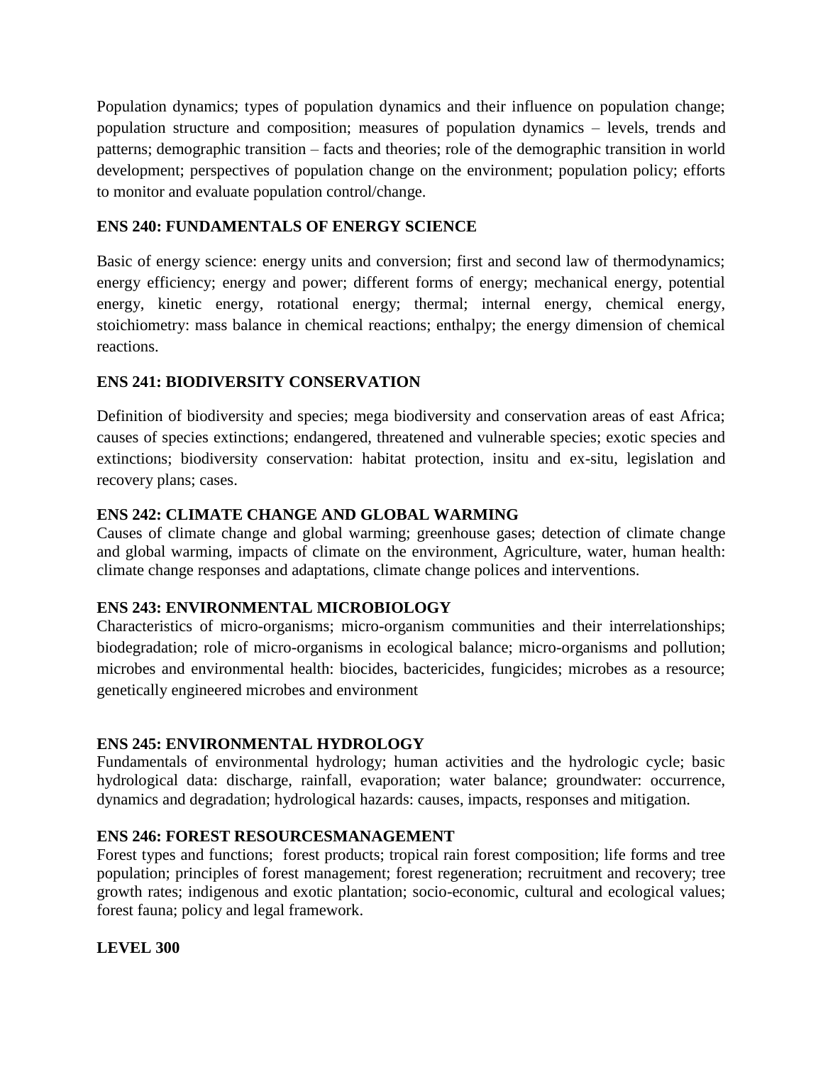Population dynamics; types of population dynamics and their influence on population change; population structure and composition; measures of population dynamics – levels, trends and patterns; demographic transition – facts and theories; role of the demographic transition in world development; perspectives of population change on the environment; population policy; efforts to monitor and evaluate population control/change.

### ENS 240: FUNDAMENTALS OF ENERGY SCIENCE

Basic of energy science: energy units and conversion; first and second law of thermodynamics; energy efficiency; energy and power; different forms of energy; mechanical energy, potential energy, kinetic energy, rotational energy; thermal; internal energy, chemical energy, stoichiometry: mass balance in chemical reactions; enthalpy; the energy dimension of chemical reactions.

### ENS 241: BIODIVERSITY CONSERVATION

Definition of biodiversity and species; mega biodiversity and conservation areas of east Africa; causes of species extinctions; endangered, threatened and vulnerable species; exotic species and extinctions; biodiversity conservation: habitat protection, insitu and ex-situ, legislation and recovery plans; cases.

### ENS 242: CLIMATE CHANGE AND GLOBAL WARMING

Causes of climate change and global warming; greenhouse gases; detection of climate change and global warming, impacts of climate on the environment, Agriculture, water, human health: climate change responses and adaptations, climate change polices and interventions.

### ENS 243: ENVIRONMENTAL MICROBIOLOGY

Characteristics of micro-organisms; micro-organism communities and their interrelationships; biodegradation; role of micro-organisms in ecological balance; micro-organisms and pollution; microbes and environmental health: biocides, bactericides, fungicides; microbes as a resource; genetically engineered microbes and environment

### ENS 245: ENVIRONMENTAL HYDROLOGY

Fundamentals of environmental hydrology; human activities and the hydrologic cycle; basic hydrological data: discharge, rainfall, evaporation; water balance; groundwater: occurrence, dynamics and degradation; hydrological hazards: causes, impacts, responses and mitigation.

### ENS 246: FOREST RESOURCESMANAGEMENT

Forest types and functions; forest products; tropical rain forest composition; life forms and tree population; principles of forest management; forest regeneration; recruitment and recovery; tree growth rates; indigenous and exotic plantation; socio-economic, cultural and ecological values; forest fauna; policy and legal framework.

## LEVEL 300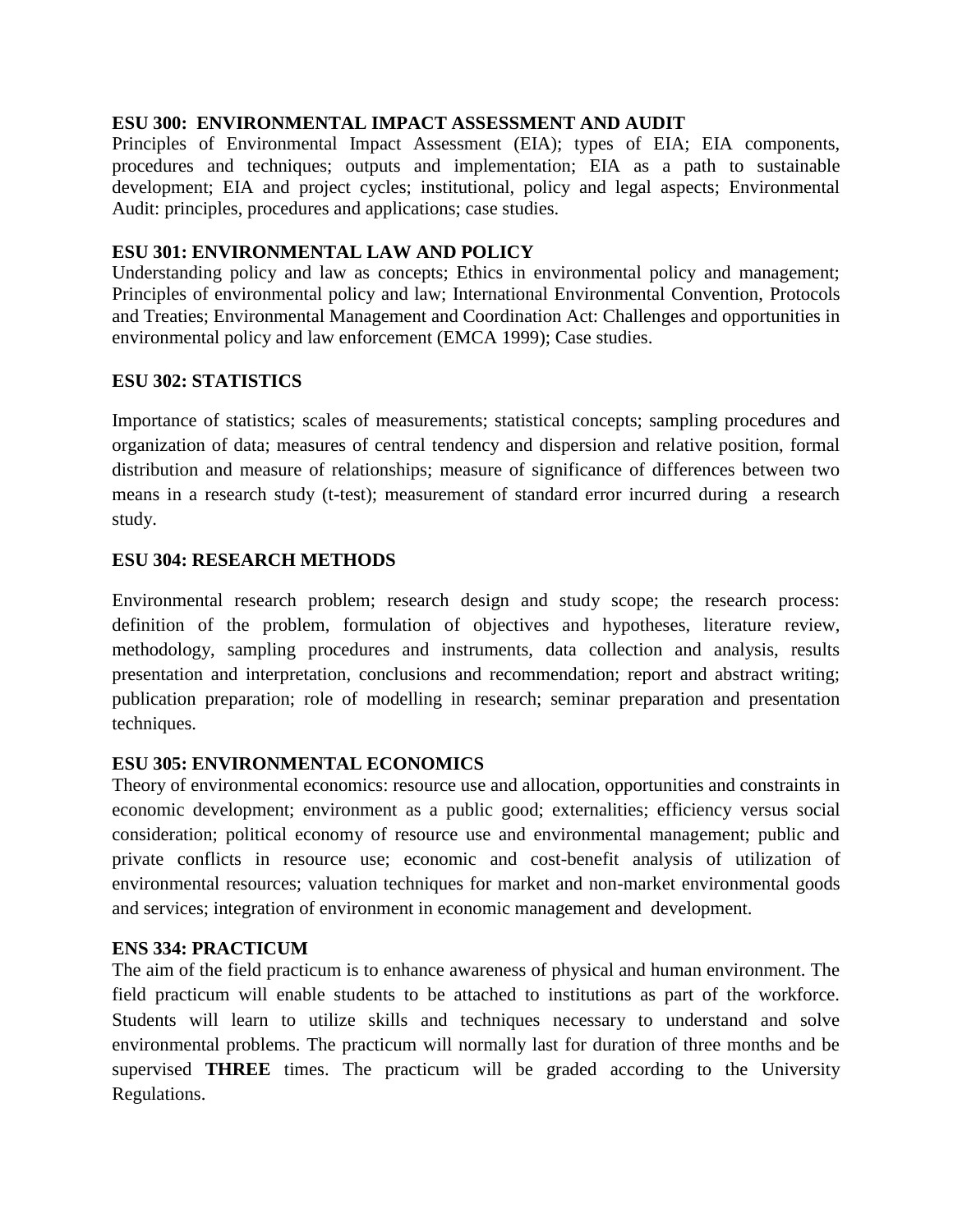**ESU 300: ENVIRONMENTAL IMPACT ASSESSMENT AND AUDIT**

Principles of Environmental Impact Assessment (EIA); types of EIA; EIA components, procedures and techniques; outputs and implementation; EIA as a path to sustainable development; EIA and project cycles; institutional, policy and legal aspects; Environmental Audit: principles, procedures and applications; case studies.

**ESU 301: ENVIRONMENTAL LAW AND POLICY**

Understanding policy and law as concepts; Ethics in environmental policy and management; Principles of environmental policy and law; International Environmental Convention, Protocols and Treaties; Environmental Management and Coordination Act: Challenges and opportunities in environmental policy and law enforcement (EMCA 1999); Case studies.

**ESU 302: STATISTICS**

Importance of statistics; scales of measurements; statistical concepts; sampling procedures and organization of data; measures of central tendency and dispersion and relative position, formal distribution and measure of relationships; measure of significance of differences between two means in a research study (t-test); measurement of standard error incurred during a research study.

**ESU 304: RESEARCH METHODS**

Environmental research problem; research design and study scope; the research process: definition of the problem, formulation of objectives and hypotheses, literature review, methodology, sampling procedures and instruments, data collection and analysis, results presentation and interpretation, conclusions and recommendation; report and abstract writing; publication preparation; role of modelling in research; seminar preparation and presentation techniques.

**ESU 305: ENVIRONMENTAL ECONOMICS**

Theory of environmental economics: resource use and allocation, opportunities and constraints in economic development; environment as a public good; externalities; efficiency versus social consideration; political economy of resource use and environmental management; public and private conflicts in resource use; economic and cost-benefit analysis of utilization of environmental resources; valuation techniques for market and non-market environmental goods and services; integration of environment in economic management and development.

**ENS 334: PRACTICUM**

The aim of the field practicum is to enhance awareness of physical and human environment. The field practicum will enable students to be attached to institutions as part of the workforce. Students will learn to utilize skills and techniques necessary to understand and solve environmental problems. The practicum will normally last for duration of three months and be supervised **THREE** times. The practicum will be graded according to the University Regulations.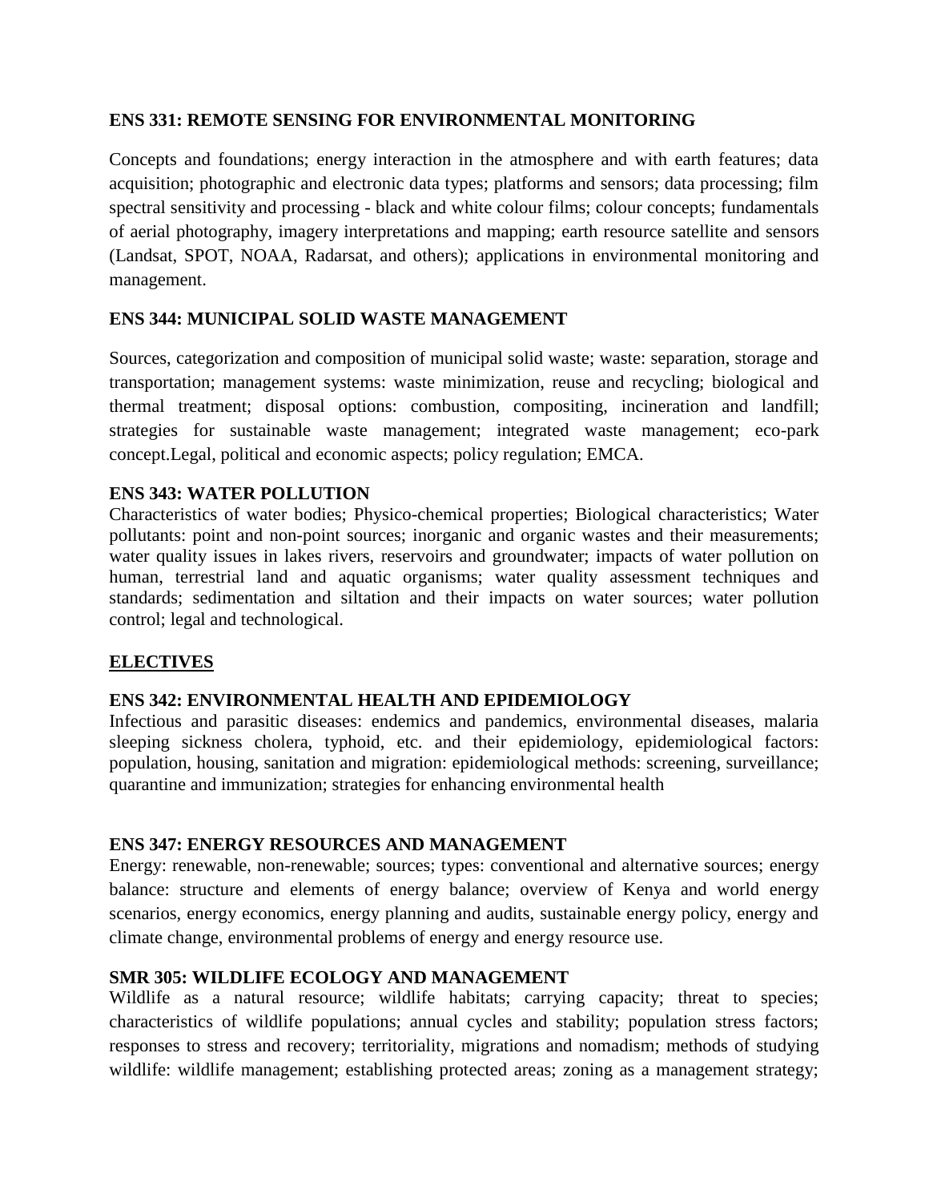### ENS 331: REMOTE SENSING FOR ENVIRONMENTAL MONITORING

Concepts and foundations; energy interaction in the atmosphere and with earth features; data acquisition; photographic and electronic data types; platforms and sensors; data processing; film spectral sensitivity and processing - black and white colour films; colour concepts; fundamentals of aerial photography, imagery interpretations and mapping; earth resource satellite and sensors (Landsat, SPOT, NOAA, Radarsat, and others); applications in environmental monitoring and management.

### ENS 344: MUNICIPAL SOLID WASTE MANAGEMENT

Sources, categorization and composition of municipal solid waste; waste: separation, storage and transportation; management systems: waste minimization, reuse and recycling; biological and thermal treatment; disposal options: combustion, compositing, incineration and landfill; strategies for sustainable waste management; integrated waste management; eco-park concept.Legal, political and economic aspects; policy regulation; EMCA.

### ENS 343: WATER POLLUTION

Characteristics of water bodies; Physico-chemical properties; Biological characteristics; Water pollutants: point and non-point sources; inorganic and organic wastes and their measurements; water quality issues in lakes rivers, reservoirs and groundwater; impacts of water pollution on human, terrestrial land and aquatic organisms; water quality assessment techniques and standards; sedimentation and siltation and their impacts on water sources; water pollution control; legal and technological.

## ELECTIVES

### ENS 342: ENVIRONMENTAL HEALTH AND EPIDEMIOLOGY

Infectious and parasitic diseases: endemics and pandemics, environmental diseases, malaria sleeping sickness cholera, typhoid, etc. and their epidemiology, epidemiological factors: population, housing, sanitation and migration: epidemiological methods: screening, surveillance; quarantine and immunization; strategies for enhancing environmental health

### ENS 347: ENERGY RESOURCES AND MANAGEMENT

Energy: renewable, non-renewable; sources; types: conventional and alternative sources; energy balance: structure and elements of energy balance; overview of Kenya and world energy scenarios, energy economics, energy planning and audits, sustainable energy policy, energy and climate change, environmental problems of energy and energy resource use.

### SMR 305: WILDLIFE ECOLOGY AND MANAGEMENT

Wildlife as a natural resource; wildlife habitats; carrying capacity; threat to species; characteristics of wildlife populations; annual cycles and stability; population stress factors; responses to stress and recovery; territoriality, migrations and nomadism; methods of studying wildlife: wildlife management; establishing protected areas; zoning as a management strategy;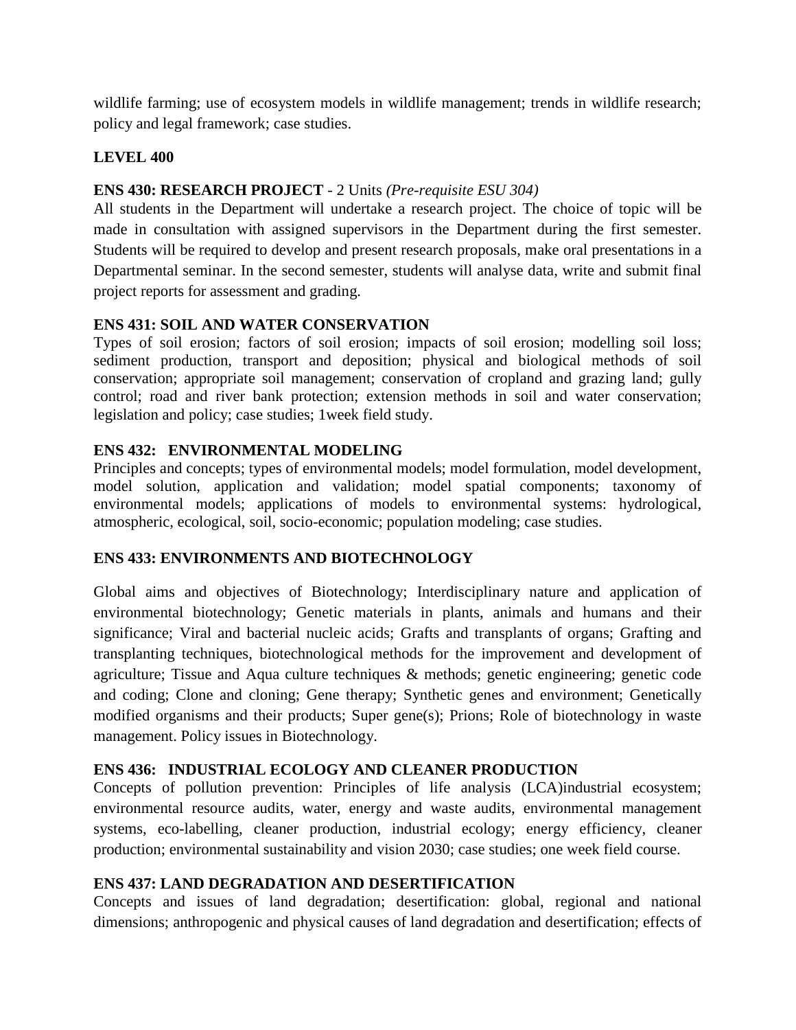wildlife farming; use of ecosystem models in wildlife management; trends in wildlife research; policy and legal framework; case studies.

## LEVEL 400

**ENS 430: RESEARCH PROJECT** - 2 Units *(Pre-requisite ESU 304)*
All students in the Department will undertake a research project. The choice of topic will be made in consultation with assigned supervisors in the Department during the first semester. Students will be required to develop and present research proposals, make oral presentations in a Departmental seminar. In the second semester, students will analyse data, write and submit final project reports for assessment and grading.

**ENS 431: SOIL AND WATER CONSERVATION**
Types of soil erosion; factors of soil erosion; impacts of soil erosion; modelling soil loss; sediment production, transport and deposition; physical and biological methods of soil conservation; appropriate soil management; conservation of cropland and grazing land; gully control; road and river bank protection; extension methods in soil and water conservation; legislation and policy; case studies; 1week field study.

**ENS 432: ENVIRONMENTAL MODELING**
Principles and concepts; types of environmental models; model formulation, model development, model solution, application and validation; model spatial components; taxonomy of environmental models; applications of models to environmental systems: hydrological, atmospheric, ecological, soil, socio-economic; population modeling; case studies.

**ENS 433: ENVIRONMENTS AND BIOTECHNOLOGY**

Global aims and objectives of Biotechnology; Interdisciplinary nature and application of environmental biotechnology; Genetic materials in plants, animals and humans and their significance; Viral and bacterial nucleic acids; Grafts and transplants of organs; Grafting and transplanting techniques, biotechnological methods for the improvement and development of agriculture; Tissue and Aqua culture techniques & methods; genetic engineering; genetic code and coding; Clone and cloning; Gene therapy; Synthetic genes and environment; Genetically modified organisms and their products; Super gene(s); Prions; Role of biotechnology in waste management. Policy issues in Biotechnology.

**ENS 436: INDUSTRIAL ECOLOGY AND CLEANER PRODUCTION**
Concepts of pollution prevention: Principles of life analysis (LCA)industrial ecosystem; environmental resource audits, water, energy and waste audits, environmental management systems, eco-labelling, cleaner production, industrial ecology; energy efficiency, cleaner production; environmental sustainability and vision 2030; case studies; one week field course.

**ENS 437: LAND DEGRADATION AND DESERTIFICATION**
Concepts and issues of land degradation; desertification: global, regional and national dimensions; anthropogenic and physical causes of land degradation and desertification; effects of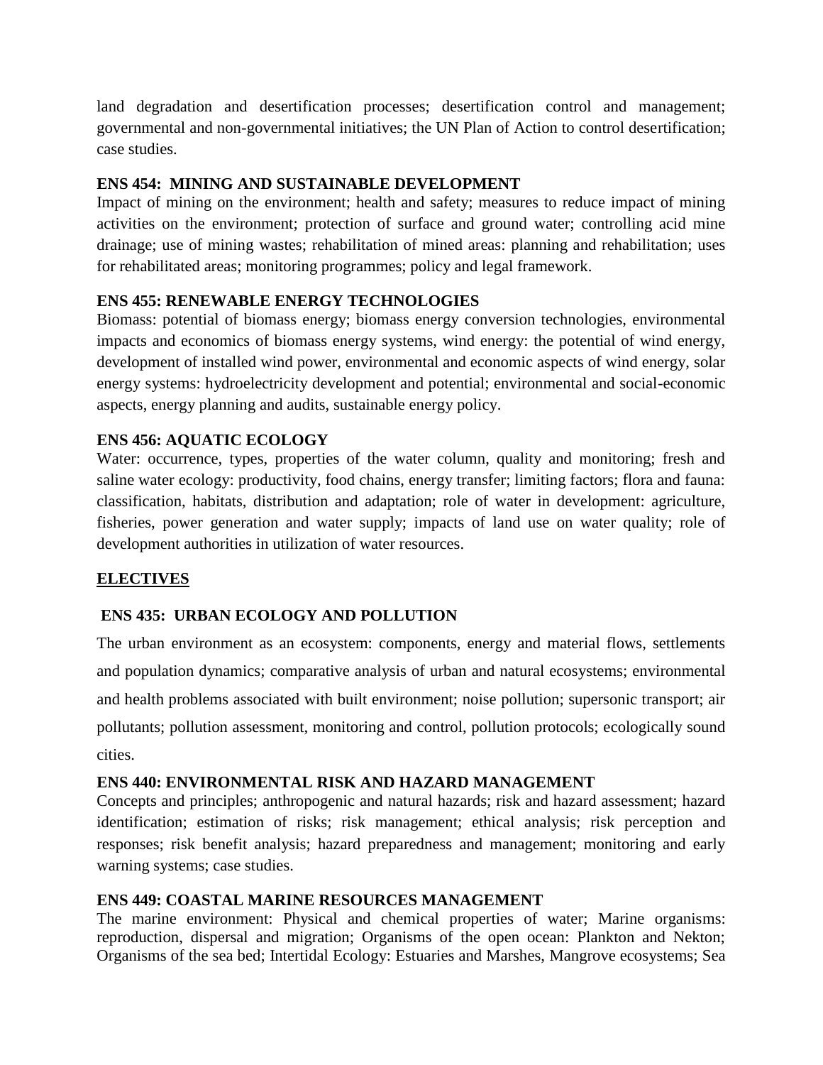land degradation and desertification processes; desertification control and management; governmental and non-governmental initiatives; the UN Plan of Action to control desertification; case studies.

**ENS 454: MINING AND SUSTAINABLE DEVELOPMENT**

Impact of mining on the environment; health and safety; measures to reduce impact of mining activities on the environment; protection of surface and ground water; controlling acid mine drainage; use of mining wastes; rehabilitation of mined areas: planning and rehabilitation; uses for rehabilitated areas; monitoring programmes; policy and legal framework.

**ENS 455: RENEWABLE ENERGY TECHNOLOGIES**

Biomass: potential of biomass energy; biomass energy conversion technologies, environmental impacts and economics of biomass energy systems, wind energy: the potential of wind energy, development of installed wind power, environmental and economic aspects of wind energy, solar energy systems: hydroelectricity development and potential; environmental and social-economic aspects, energy planning and audits, sustainable energy policy.

**ENS 456: AQUATIC ECOLOGY**

Water: occurrence, types, properties of the water column, quality and monitoring; fresh and saline water ecology: productivity, food chains, energy transfer; limiting factors; flora and fauna: classification, habitats, distribution and adaptation; role of water in development: agriculture, fisheries, power generation and water supply; impacts of land use on water quality; role of development authorities in utilization of water resources.

**ELECTIVES**

**ENS 435: URBAN ECOLOGY AND POLLUTION**

The urban environment as an ecosystem: components, energy and material flows, settlements and population dynamics; comparative analysis of urban and natural ecosystems; environmental and health problems associated with built environment; noise pollution; supersonic transport; air pollutants; pollution assessment, monitoring and control, pollution protocols; ecologically sound cities.

**ENS 440: ENVIRONMENTAL RISK AND HAZARD MANAGEMENT**

Concepts and principles; anthropogenic and natural hazards; risk and hazard assessment; hazard identification; estimation of risks; risk management; ethical analysis; risk perception and responses; risk benefit analysis; hazard preparedness and management; monitoring and early warning systems; case studies.

**ENS 449: COASTAL MARINE RESOURCES MANAGEMENT**

The marine environment: Physical and chemical properties of water; Marine organisms: reproduction, dispersal and migration; Organisms of the open ocean: Plankton and Nekton; Organisms of the sea bed; Intertidal Ecology: Estuaries and Marshes, Mangrove ecosystems; Sea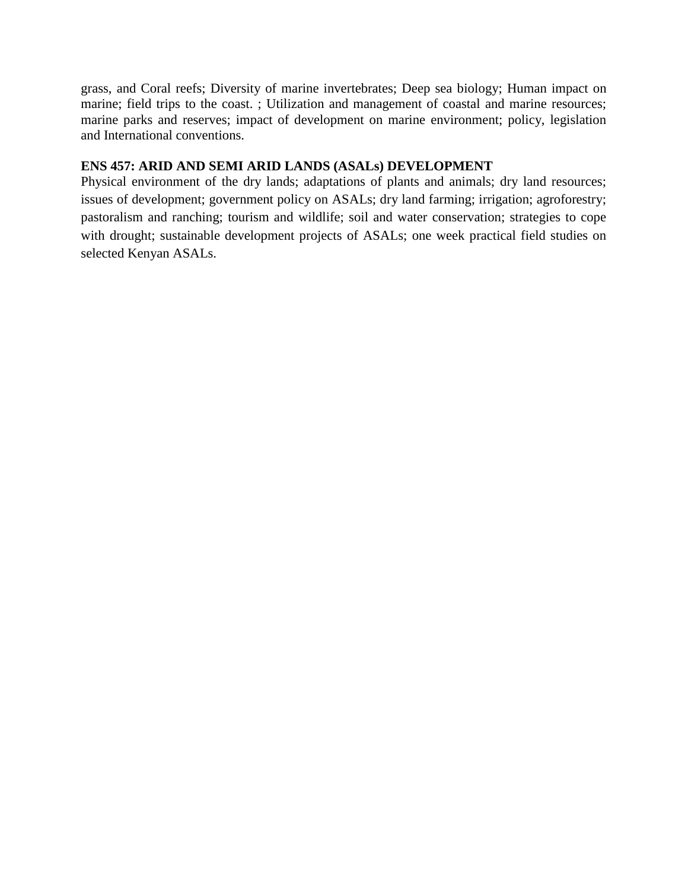grass, and Coral reefs; Diversity of marine invertebrates; Deep sea biology; Human impact on marine; field trips to the coast. ; Utilization and management of coastal and marine resources; marine parks and reserves; impact of development on marine environment; policy, legislation and International conventions.

**ENS 457: ARID AND SEMI ARID LANDS (ASALs) DEVELOPMENT**

Physical environment of the dry lands; adaptations of plants and animals; dry land resources; issues of development; government policy on ASALs; dry land farming; irrigation; agroforestry; pastoralism and ranching; tourism and wildlife; soil and water conservation; strategies to cope with drought; sustainable development projects of ASALs; one week practical field studies on selected Kenyan ASALs.